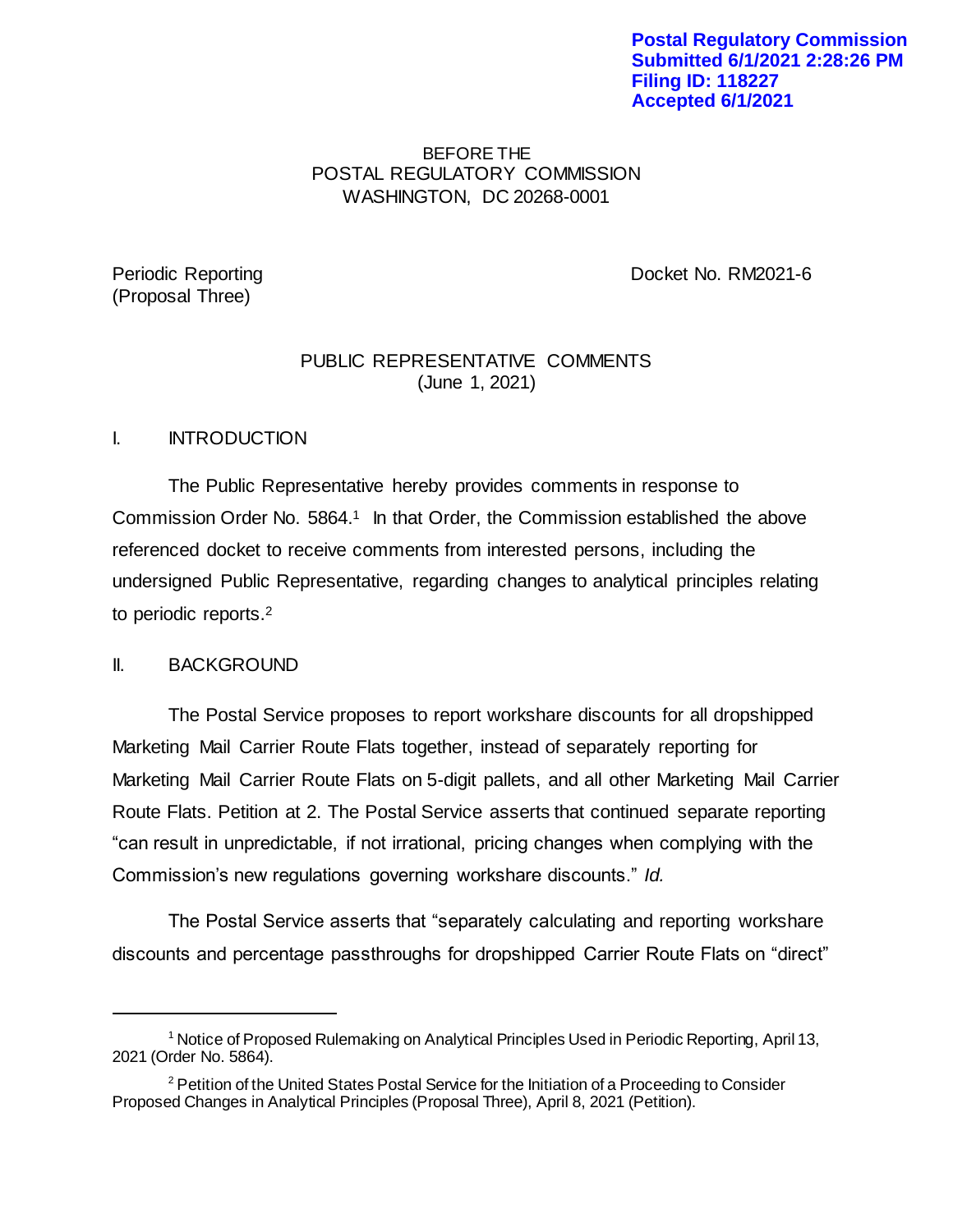**Postal Regulatory Commission**
**Submitted 6/1/2021 2:28:26 PM**
**Filing ID: 118227**
**Accepted 6/1/2021**

BEFORE THE
POSTAL REGULATORY COMMISSION
WASHINGTON, DC 20268-0001

Periodic Reporting
(Proposal Three)

Docket No. RM2021-6

PUBLIC REPRESENTATIVE COMMENTS
(June 1, 2021)

## I. INTRODUCTION

The Public Representative hereby provides comments in response to Commission Order No. 5864.[1] In that Order, the Commission established the above referenced docket to receive comments from interested persons, including the undersigned Public Representative, regarding changes to analytical principles relating to periodic reports.[2]

## II. BACKGROUND

The Postal Service proposes to report workshare discounts for all dropshipped Marketing Mail Carrier Route Flats together, instead of separately reporting for Marketing Mail Carrier Route Flats on 5-digit pallets, and all other Marketing Mail Carrier Route Flats. Petition at 2. The Postal Service asserts that continued separate reporting "can result in unpredictable, if not irrational, pricing changes when complying with the Commission's new regulations governing workshare discounts." *Id.*

The Postal Service asserts that "separately calculating and reporting workshare discounts and percentage passthroughs for dropshipped Carrier Route Flats on "direct"

---

[1] Notice of Proposed Rulemaking on Analytical Principles Used in Periodic Reporting, April 13, 2021 (Order No. 5864).

[2] Petition of the United States Postal Service for the Initiation of a Proceeding to Consider Proposed Changes in Analytical Principles (Proposal Three), April 8, 2021 (Petition).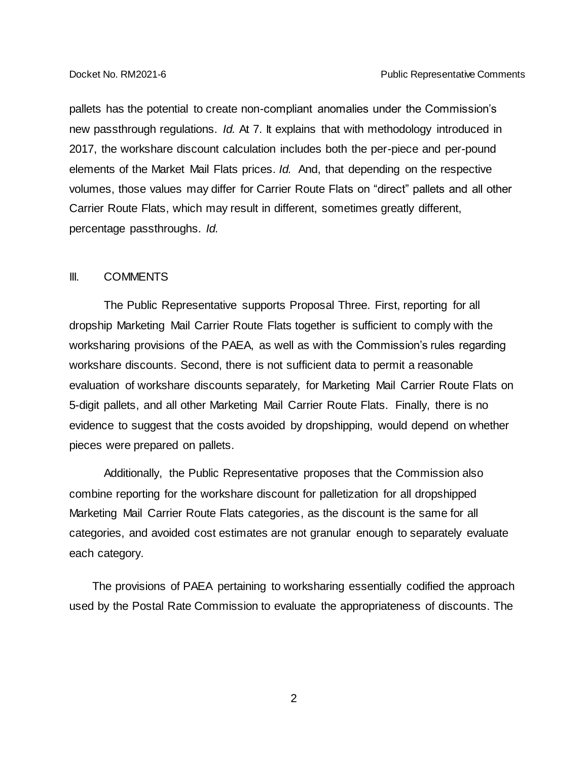pallets has the potential to create non-compliant anomalies under the Commission's new passthrough regulations. *Id.* At 7. It explains that with methodology introduced in 2017, the workshare discount calculation includes both the per-piece and per-pound elements of the Market Mail Flats prices. *Id.* And, that depending on the respective volumes, those values may differ for Carrier Route Flats on "direct" pallets and all other Carrier Route Flats, which may result in different, sometimes greatly different, percentage passthroughs. *Id.*

## III. COMMENTS

The Public Representative supports Proposal Three. First, reporting for all dropship Marketing Mail Carrier Route Flats together is sufficient to comply with the worksharing provisions of the PAEA, as well as with the Commission's rules regarding workshare discounts. Second, there is not sufficient data to permit a reasonable evaluation of workshare discounts separately, for Marketing Mail Carrier Route Flats on 5-digit pallets, and all other Marketing Mail Carrier Route Flats. Finally, there is no evidence to suggest that the costs avoided by dropshipping, would depend on whether pieces were prepared on pallets.

Additionally, the Public Representative proposes that the Commission also combine reporting for the workshare discount for palletization for all dropshipped Marketing Mail Carrier Route Flats categories, as the discount is the same for all categories, and avoided cost estimates are not granular enough to separately evaluate each category.

The provisions of PAEA pertaining to worksharing essentially codified the approach used by the Postal Rate Commission to evaluate the appropriateness of discounts. The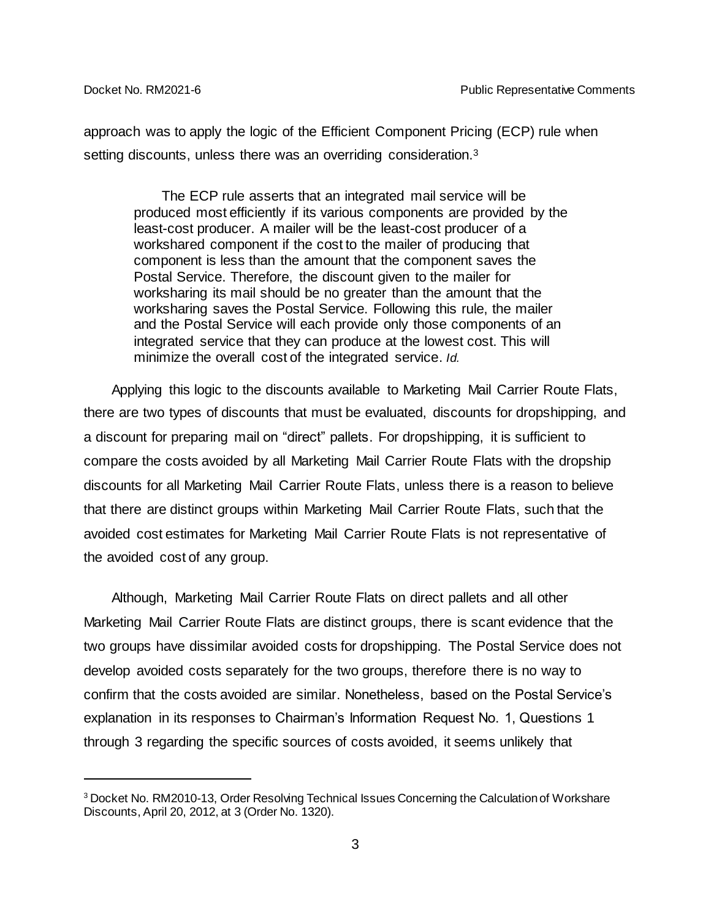approach was to apply the logic of the Efficient Component Pricing (ECP) rule when setting discounts, unless there was an overriding consideration.[3]

> The ECP rule asserts that an integrated mail service will be produced most efficiently if its various components are provided by the least-cost producer. A mailer will be the least-cost producer of a workshared component if the cost to the mailer of producing that component is less than the amount that the component saves the Postal Service. Therefore, the discount given to the mailer for worksharing its mail should be no greater than the amount that the worksharing saves the Postal Service. Following this rule, the mailer and the Postal Service will each provide only those components of an integrated service that they can produce at the lowest cost. This will minimize the overall cost of the integrated service. *Id.*

Applying this logic to the discounts available to Marketing Mail Carrier Route Flats, there are two types of discounts that must be evaluated, discounts for dropshipping, and a discount for preparing mail on "direct" pallets. For dropshipping, it is sufficient to compare the costs avoided by all Marketing Mail Carrier Route Flats with the dropship discounts for all Marketing Mail Carrier Route Flats, unless there is a reason to believe that there are distinct groups within Marketing Mail Carrier Route Flats, such that the avoided cost estimates for Marketing Mail Carrier Route Flats is not representative of the avoided cost of any group.

Although, Marketing Mail Carrier Route Flats on direct pallets and all other Marketing Mail Carrier Route Flats are distinct groups, there is scant evidence that the two groups have dissimilar avoided costs for dropshipping. The Postal Service does not develop avoided costs separately for the two groups, therefore there is no way to confirm that the costs avoided are similar. Nonetheless, based on the Postal Service's explanation in its responses to Chairman's Information Request No. 1, Questions 1 through 3 regarding the specific sources of costs avoided, it seems unlikely that

---

[3] Docket No. RM2010-13, Order Resolving Technical Issues Concerning the Calculation of Workshare Discounts, April 20, 2012, at 3 (Order No. 1320).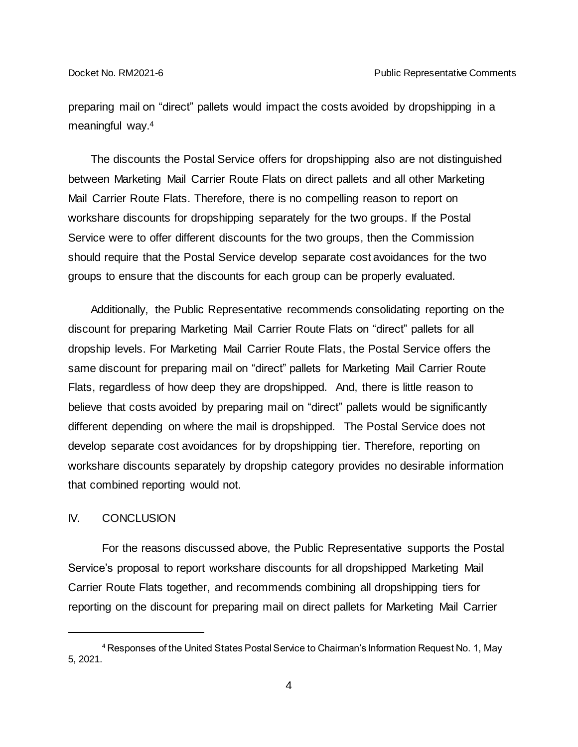preparing mail on "direct" pallets would impact the costs avoided by dropshipping in a meaningful way.[4]

The discounts the Postal Service offers for dropshipping also are not distinguished between Marketing Mail Carrier Route Flats on direct pallets and all other Marketing Mail Carrier Route Flats. Therefore, there is no compelling reason to report on workshare discounts for dropshipping separately for the two groups. If the Postal Service were to offer different discounts for the two groups, then the Commission should require that the Postal Service develop separate cost avoidances for the two groups to ensure that the discounts for each group can be properly evaluated.

Additionally, the Public Representative recommends consolidating reporting on the discount for preparing Marketing Mail Carrier Route Flats on "direct" pallets for all dropship levels. For Marketing Mail Carrier Route Flats, the Postal Service offers the same discount for preparing mail on "direct" pallets for Marketing Mail Carrier Route Flats, regardless of how deep they are dropshipped. And, there is little reason to believe that costs avoided by preparing mail on "direct" pallets would be significantly different depending on where the mail is dropshipped. The Postal Service does not develop separate cost avoidances for by dropshipping tier. Therefore, reporting on workshare discounts separately by dropship category provides no desirable information that combined reporting would not.

## IV. CONCLUSION

For the reasons discussed above, the Public Representative supports the Postal Service's proposal to report workshare discounts for all dropshipped Marketing Mail Carrier Route Flats together, and recommends combining all dropshipping tiers for reporting on the discount for preparing mail on direct pallets for Marketing Mail Carrier

---

[4] Responses of the United States Postal Service to Chairman's Information Request No. 1, May 5, 2021.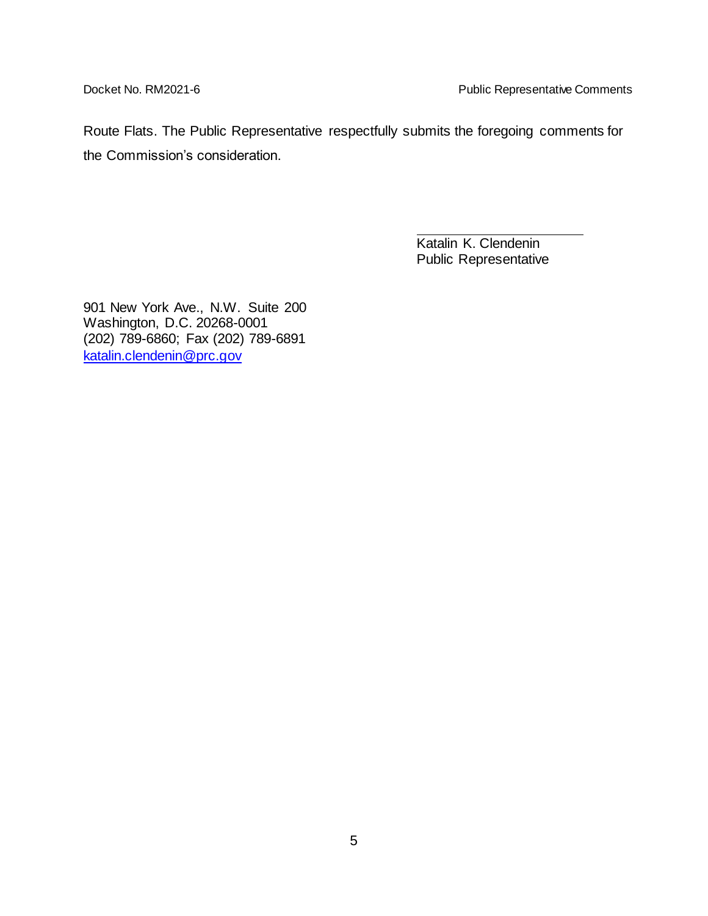Route Flats. The Public Representative respectfully submits the foregoing comments for the Commission's consideration.

Katalin K. Clendenin
Public Representative

901 New York Ave., N.W. Suite 200
Washington, D.C. 20268-0001
(202) 789-6860; Fax (202) 789-6891
katalin.clendenin@prc.gov